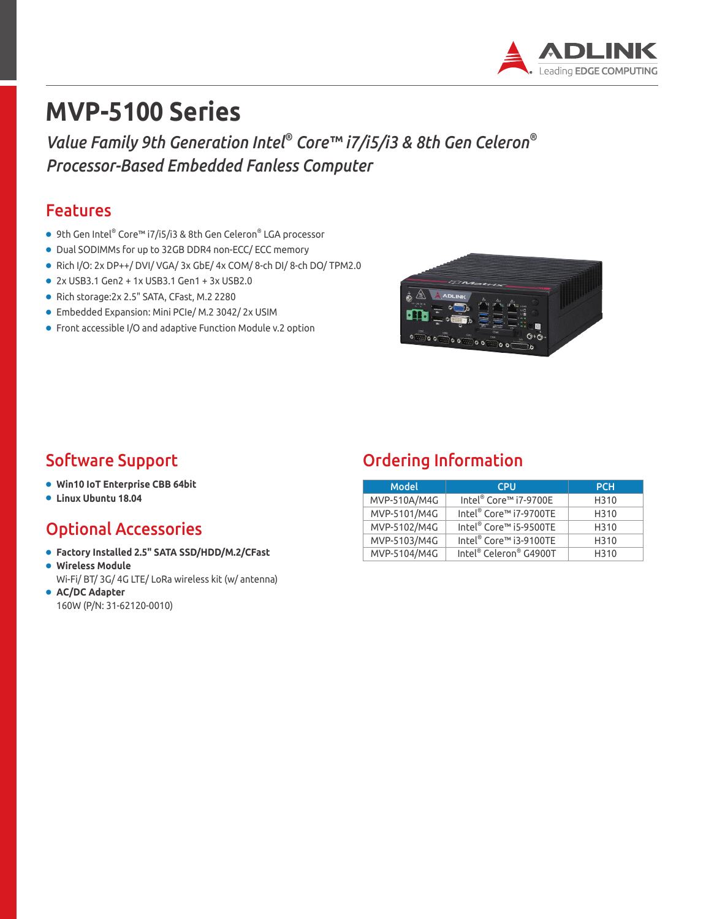# MVP-5100 Series

*Value Family 9th Generation Intel® Core™ i7/i5/i3 & 8th Gen Celeron® Processor-Based Embedded Fanless Computer*

## Features

- 9th Gen Intel® Core™ i7/i5/i3 & 8th Gen Celeron® LGA processor
- Dual SODIMMs for up to 32GB DDR4 non-ECC/ ECC memory
- Rich I/O: 2x DP++/ DVI/ VGA/ 3x GbE/ 4x COM/ 8-ch DI/ 8-ch DO/ TPM2.0
- 2x USB3.1 Gen2 + 1x USB3.1 Gen1 + 3x USB2.0
- Rich storage:2x 2.5" SATA, CFast, M.2 2280
- Embedded Expansion: Mini PCIe/ M.2 3042/ 2x USIM
- Front accessible I/O and adaptive Function Module v.2 option

## Software Support

- **Win10 IoT Enterprise CBB 64bit**
- **Linux Ubuntu 18.04**

## Optional Accessories

- **Factory Installed 2.5" SATA SSD/HDD/M.2/CFast**
- **Wireless Module**
  Wi-Fi/ BT/ 3G/ 4G LTE/ LoRa wireless kit (w/ antenna)
- **AC/DC Adapter**
  160W (P/N: 31-62120-0010)

## Ordering Information

| Model | CPU | PCH |
|---|---|---|
| MVP-510A/M4G | Intel® Core™ i7-9700E | H310 |
| MVP-5101/M4G | Intel® Core™ i7-9700TE | H310 |
| MVP-5102/M4G | Intel® Core™ i5-9500TE | H310 |
| MVP-5103/M4G | Intel® Core™ i3-9100TE | H310 |
| MVP-5104/M4G | Intel® Celeron® G4900T | H310 |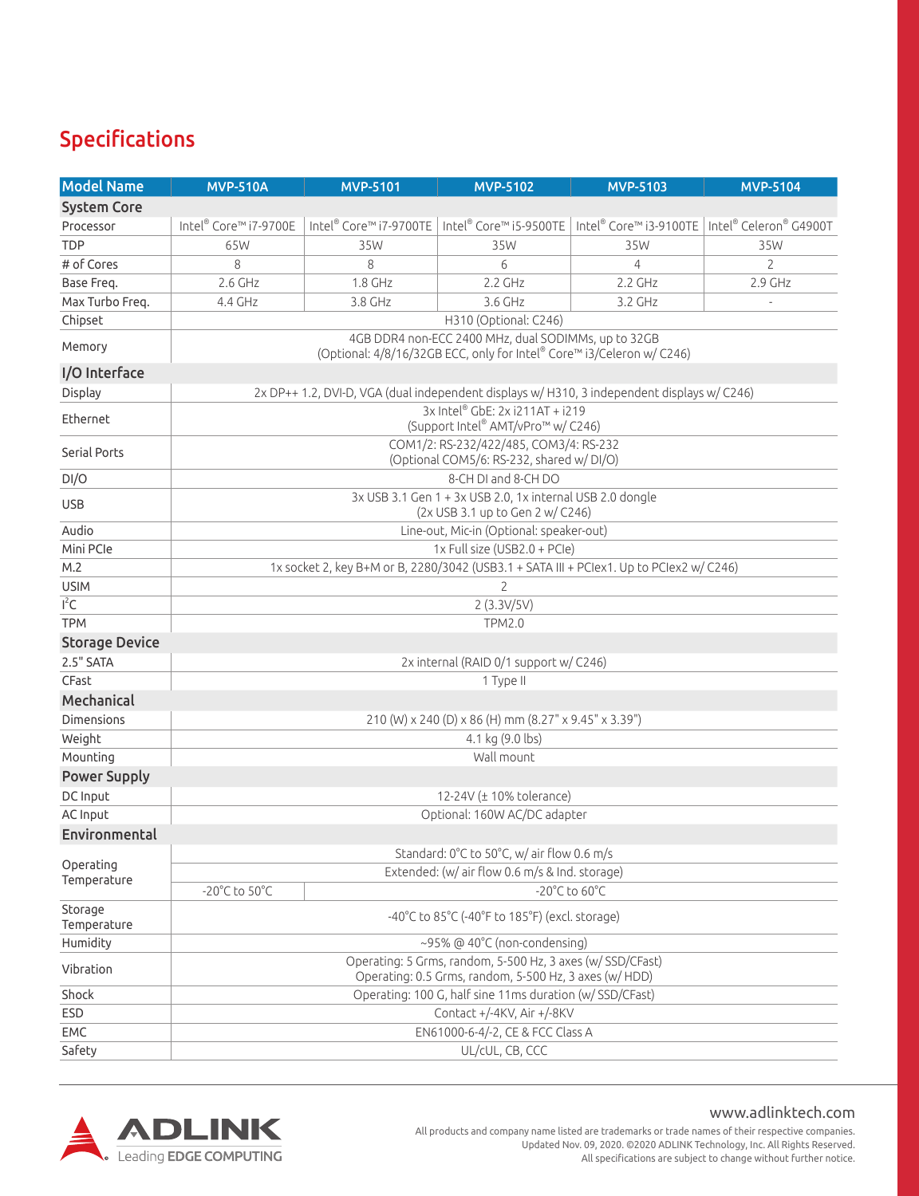## Specifications

| Model Name | MVP-510A | MVP-5101 | MVP-5102 | MVP-5103 | MVP-5104 |
|---|---|---|---|---|---|
| **System Core** | | | | | |
| Processor | Intel® Core™ i7-9700E | Intel® Core™ i7-9700TE | Intel® Core™ i5-9500TE | Intel® Core™ i3-9100TE | Intel® Celeron® G4900T |
| TDP | 65W | 35W | 35W | 35W | 35W |
| # of Cores | 8 | 8 | 6 | 4 | 2 |
| Base Freq. | 2.6 GHz | 1.8 GHz | 2.2 GHz | 2.2 GHz | 2.9 GHz |
| Max Turbo Freq. | 4.4 GHz | 3.8 GHz | 3.6 GHz | 3.2 GHz | - |
| Chipset | H310 (Optional: C246) | | | | |
| Memory | 4GB DDR4 non-ECC 2400 MHz, dual SODIMMs, up to 32GB (Optional: 4/8/16/32GB ECC, only for Intel® Core™ i3/Celeron w/ C246) | | | | |
| **I/O Interface** | | | | | |
| Display | 2x DP++ 1.2, DVI-D, VGA (dual independent displays w/ H310, 3 independent displays w/ C246) | | | | |
| Ethernet | 3x Intel® GbE: 2x i211AT + i219 (Support Intel® AMT/vPro™ w/ C246) | | | | |
| Serial Ports | COM1/2: RS-232/422/485, COM3/4: RS-232 (Optional COM5/6: RS-232, shared w/ DI/O) | | | | |
| DI/O | 8-CH DI and 8-CH DO | | | | |
| USB | 3x USB 3.1 Gen 1 + 3x USB 2.0, 1x internal USB 2.0 dongle (2x USB 3.1 up to Gen 2 w/ C246) | | | | |
| Audio | Line-out, Mic-in (Optional: speaker-out) | | | | |
| Mini PCIe | 1x Full size (USB2.0 + PCIe) | | | | |
| M.2 | 1x socket 2, key B+M or B, 2280/3042 (USB3.1 + SATA III + PCIex1. Up to PCIex2 w/ C246) | | | | |
| USIM | 2 | | | | |
| I²C | 2 (3.3V/5V) | | | | |
| TPM | TPM2.0 | | | | |
| **Storage Device** | | | | | |
| 2.5" SATA | 2x internal (RAID 0/1 support w/ C246) | | | | |
| CFast | 1 Type II | | | | |
| **Mechanical** | | | | | |
| Dimensions | 210 (W) x 240 (D) x 86 (H) mm (8.27" x 9.45" x 3.39") | | | | |
| Weight | 4.1 kg (9.0 lbs) | | | | |
| Mounting | Wall mount | | | | |
| **Power Supply** | | | | | |
| DC Input | 12-24V (± 10% tolerance) | | | | |
| AC Input | Optional: 160W AC/DC adapter | | | | |
| **Environmental** | | | | | |
| Operating Temperature | Standard: 0°C to 50°C, w/ air flow 0.6 m/s | | | | |
| | Extended: (w/ air flow 0.6 m/s & Ind. storage) | | | | |
| | -20°C to 50°C | -20°C to 60°C | | | |
| Storage Temperature | -40°C to 85°C (-40°F to 185°F) (excl. storage) | | | | |
| Humidity | ~95% @ 40°C (non-condensing) | | | | |
| Vibration | Operating: 5 Grms, random, 5-500 Hz, 3 axes (w/ SSD/CFast) Operating: 0.5 Grms, random, 5-500 Hz, 3 axes (w/ HDD) | | | | |
| Shock | Operating: 100 G, half sine 11ms duration (w/ SSD/CFast) | | | | |
| ESD | Contact +/-4KV, Air +/-8KV | | | | |
| EMC | EN61000-6-4/-2, CE & FCC Class A | | | | |
| Safety | UL/cUL, CB, CCC | | | | |

ADLINK Leading EDGE COMPUTING

www.adlinktech.com

All products and company name listed are trademarks or trade names of their respective companies.
Updated Nov. 09, 2020. ©2020 ADLINK Technology, Inc. All Rights Reserved.
All specifications are subject to change without further notice.